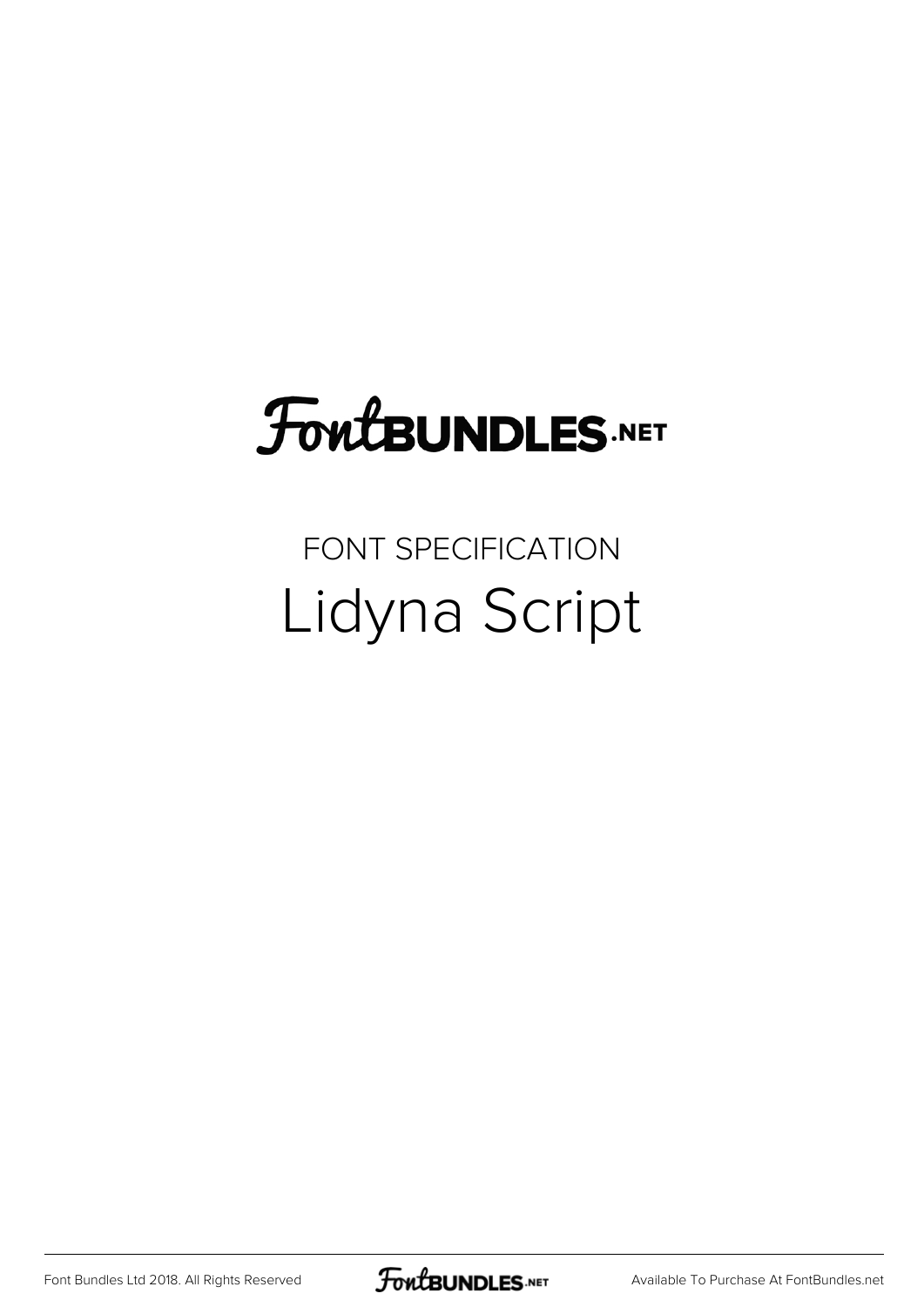# FontBUNDLES.NET

## FONT SPECIFICATION

# Lidyna Script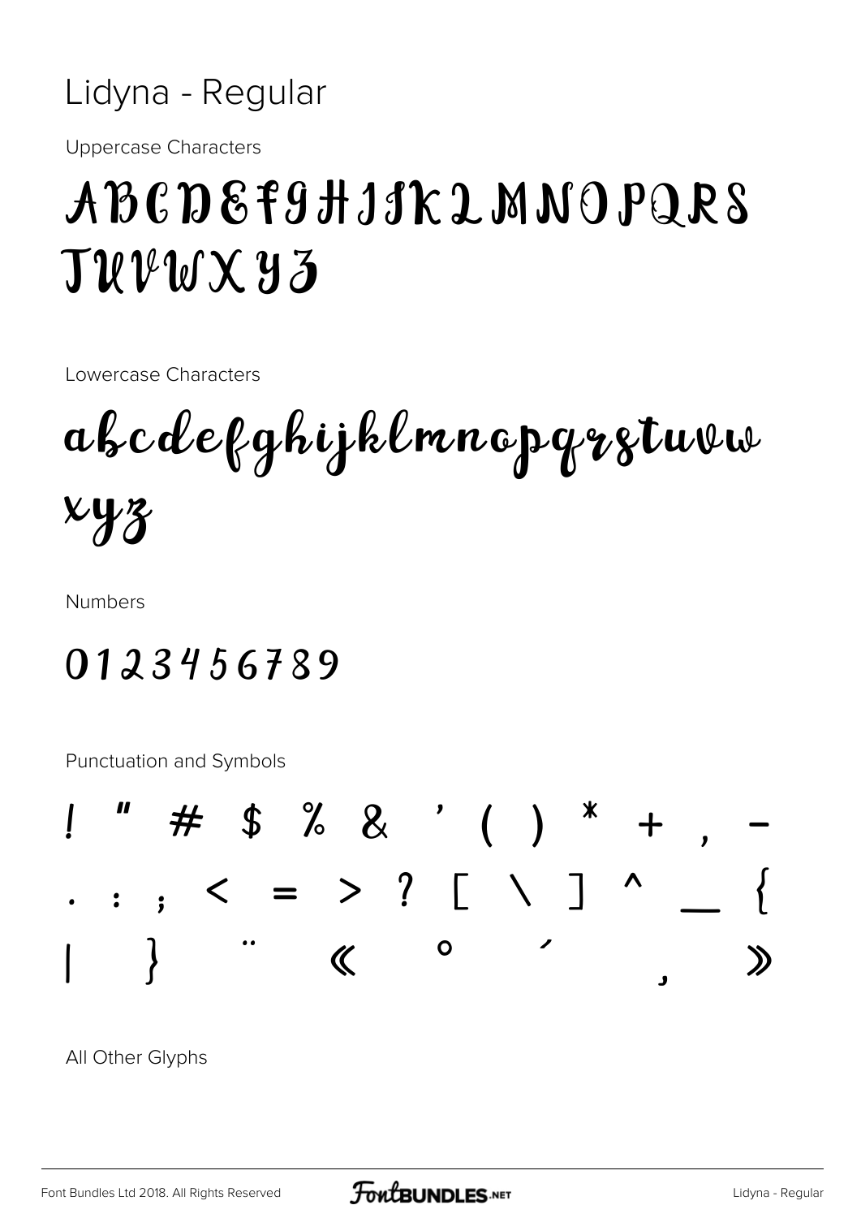# Lidyna - Regular

Uppercase Characters

ABCDEFGHIJKLMNOPQRS
TUVWXYZ

Lowercase Characters

abcdefghijklmnopqrstuvw
xyz

Numbers

0123456789

Punctuation and Symbols

! " # $ % & ' ( ) * + , -
. : ; < = > ? [ \ ] ^ _ {
| } ¨ « ° ´ ¸ »

All Other Glyphs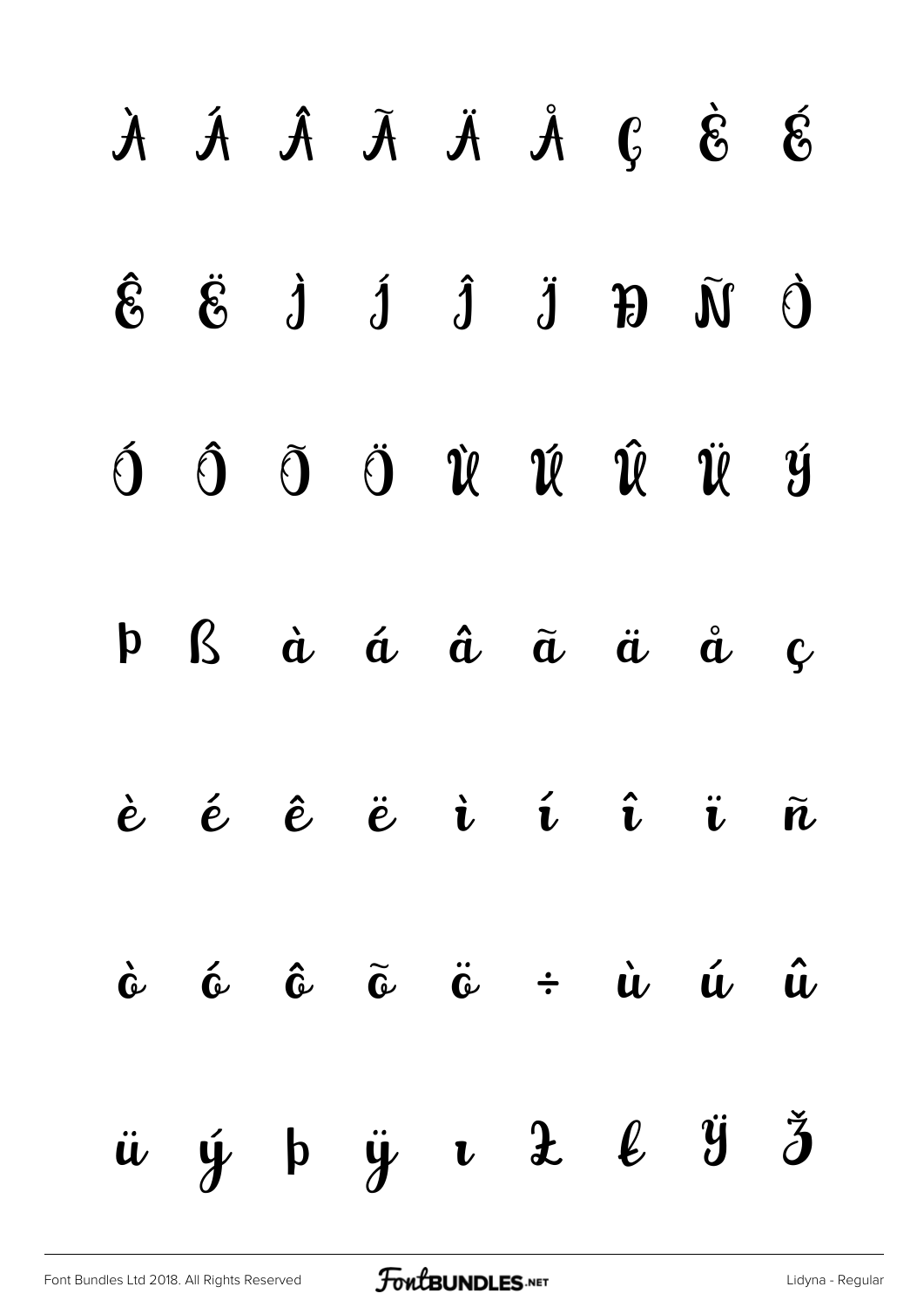À Á Â Ã Ä Å Ç È É

Ê Ë Ì Í Î Ï Đ Ñ Ò

Ó Ô Õ Ö Ù Ú Û Ü Ý

Þ ß à á â ã ä å ç

è é ê ë ì í î ï ñ

ò ó ô õ ö ÷ ù ú û

ü ý þ ÿ ı Ł ł Ÿ Ž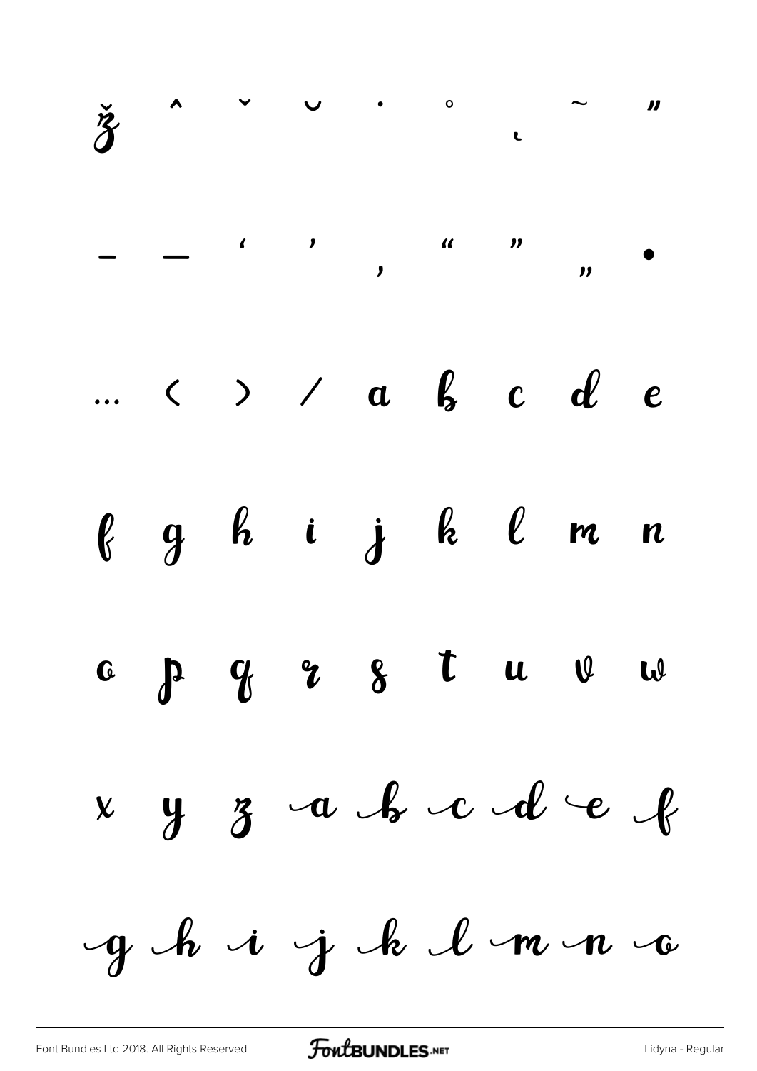ž ˆ ˇ ˘ ˙ ˚ ˛ ˜ ˝

– — ‘ ’ ‚ “ ” „ •

… ‹ › ⁄ a b c d e

f g h i j k l m n

o p q r s t u v w

x y z a b c d e f

g h i j k l m n o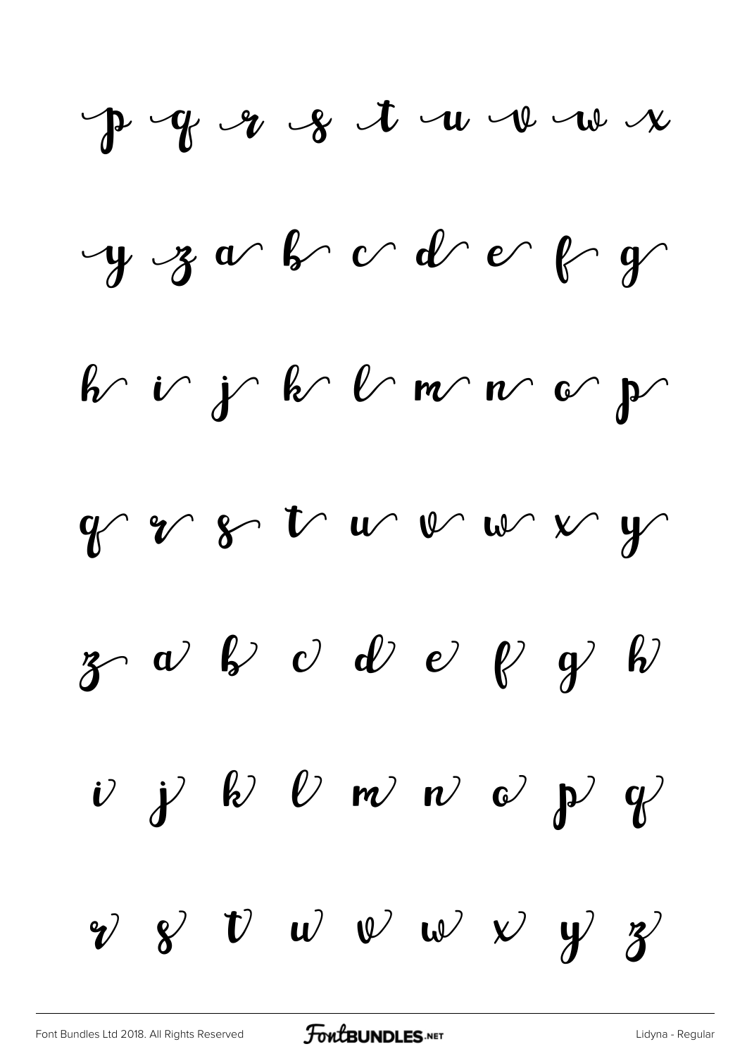p q r s t u v w x

y z a b c d e f g

h i j k l m n o p

q r s t u v w x y

z a b c d e f g h

i j k l m n o p q

r s t u v w x y z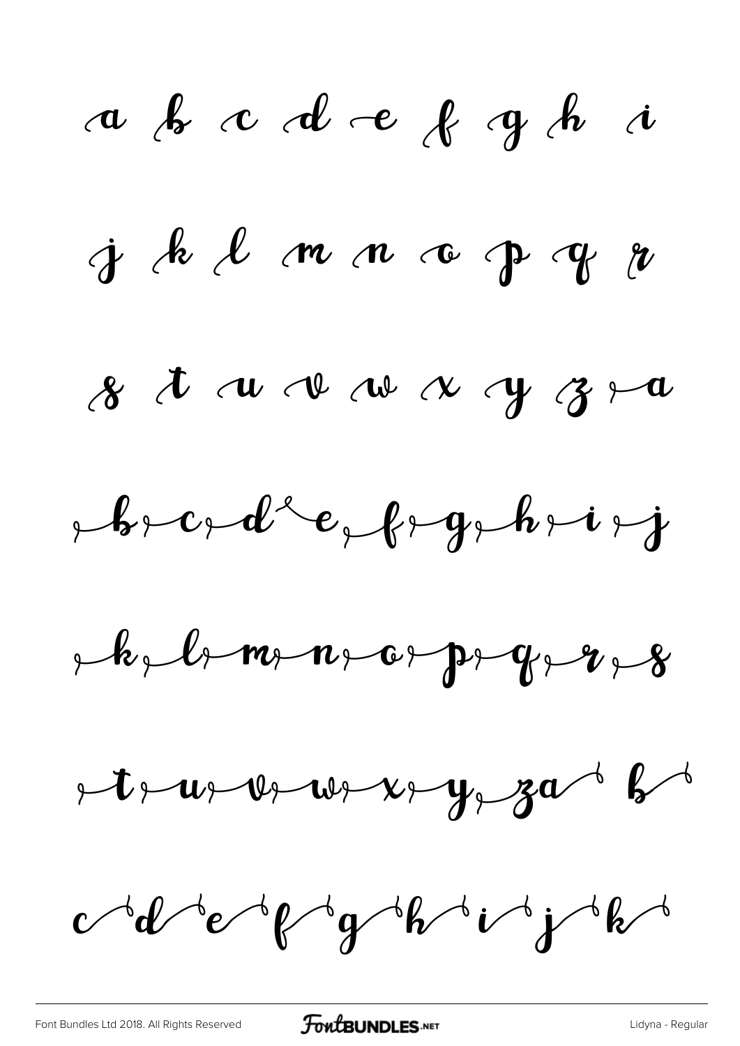a b c d e f g h i

j k l m n o p q r

s t u v w x y z a

b c d e f g h i j

k l m n o p q r s

t u v w x y z a b

c d e f g h i j k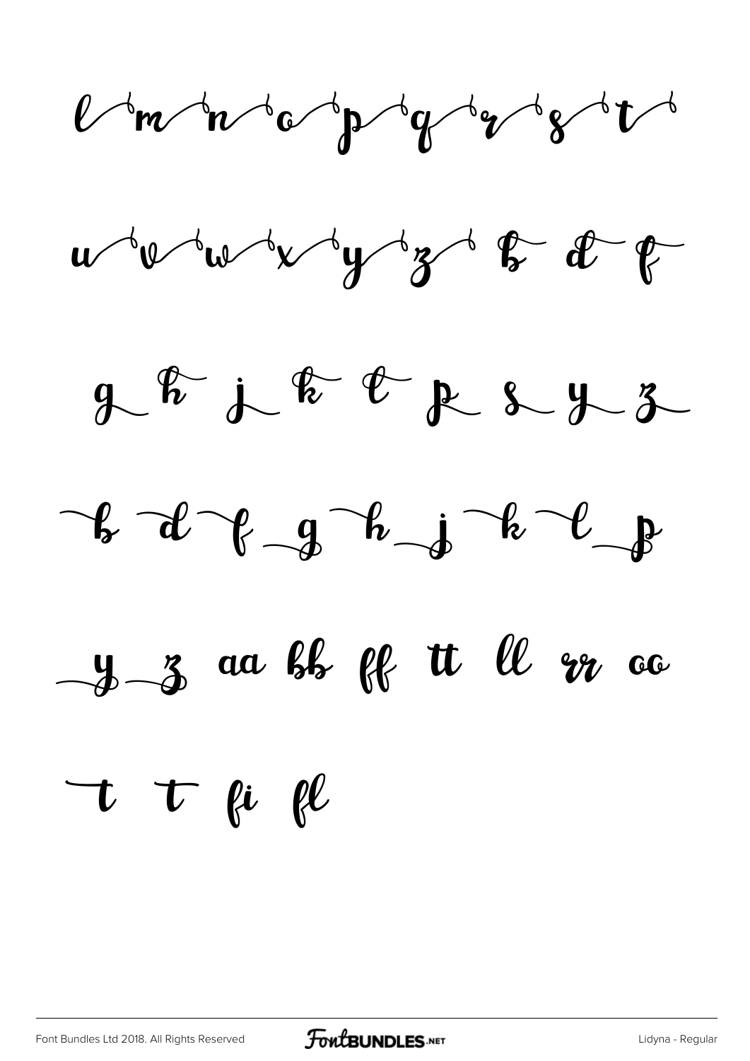l m n o p q r s t

u v w x y z b d f

g h j k l p s y z

b d f g h j k l p

y z aa bb ff tt ll rr oo

t t fi fl